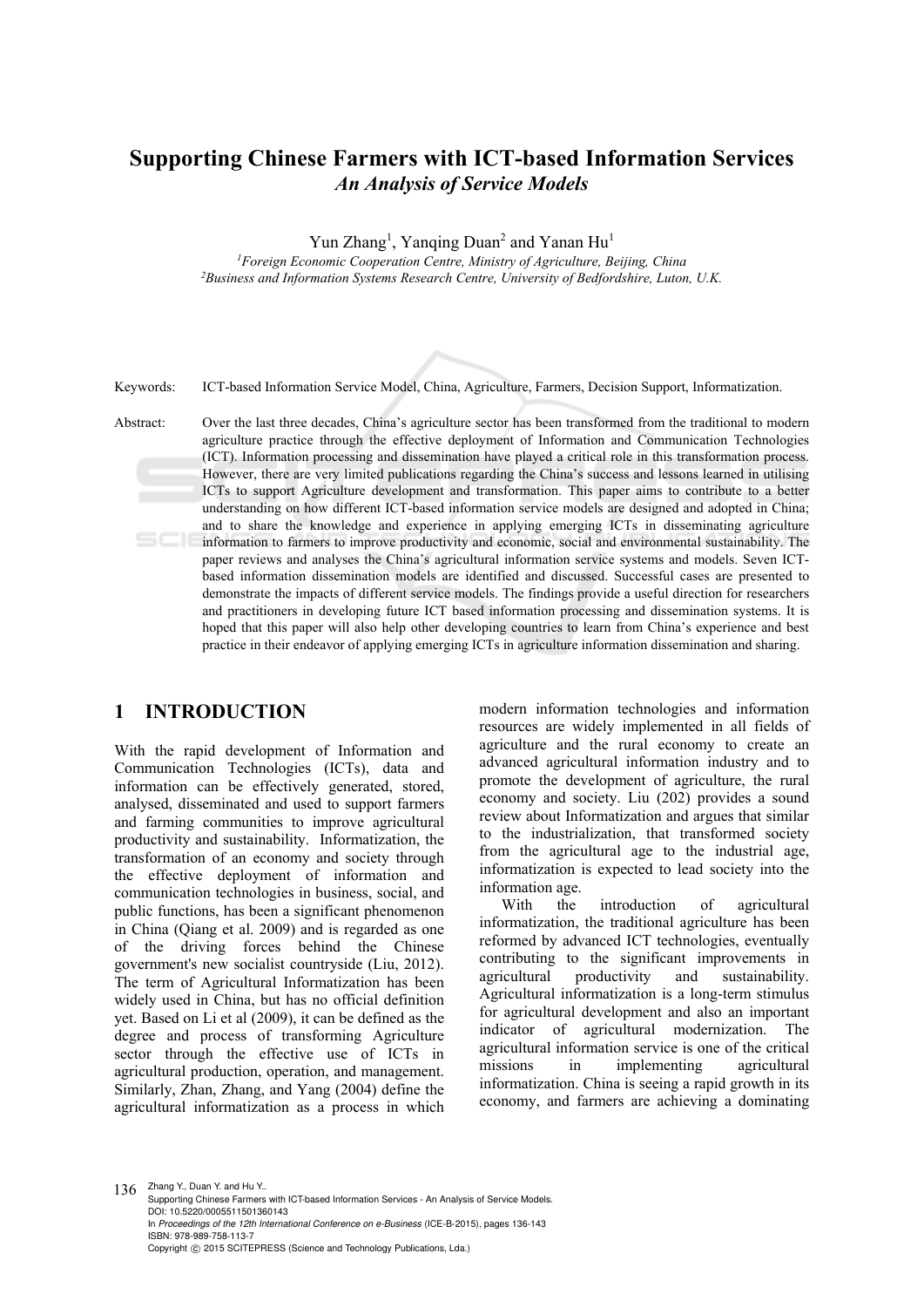# Supporting Chinese Farmers with ICT-based Information Services

## *An Analysis of Service Models*

Yun Zhang[1], Yanqing Duan[2] and Yanan Hu[1]

[1]*Foreign Economic Cooperation Centre, Ministry of Agriculture, Beijing, China*
[2]*Business and Information Systems Research Centre, University of Bedfordshire, Luton, U.K.*

Keywords: ICT-based Information Service Model, China, Agriculture, Farmers, Decision Support, Informatization.

Abstract: Over the last three decades, China's agriculture sector has been transformed from the traditional to modern agriculture practice through the effective deployment of Information and Communication Technologies (ICT). Information processing and dissemination have played a critical role in this transformation process. However, there are very limited publications regarding the China's success and lessons learned in utilising ICTs to support Agriculture development and transformation. This paper aims to contribute to a better understanding on how different ICT-based information service models are designed and adopted in China; and to share the knowledge and experience in applying emerging ICTs in disseminating agriculture information to farmers to improve productivity and economic, social and environmental sustainability. The paper reviews and analyses the China's agricultural information service systems and models. Seven ICT-based information dissemination models are identified and discussed. Successful cases are presented to demonstrate the impacts of different service models. The findings provide a useful direction for researchers and practitioners in developing future ICT based information processing and dissemination systems. It is hoped that this paper will also help other developing countries to learn from China's experience and best practice in their endeavor of applying emerging ICTs in agriculture information dissemination and sharing.

## 1 INTRODUCTION

With the rapid development of Information and Communication Technologies (ICTs), data and information can be effectively generated, stored, analysed, disseminated and used to support farmers and farming communities to improve agricultural productivity and sustainability. Informatization, the transformation of an economy and society through the effective deployment of information and communication technologies in business, social, and public functions, has been a significant phenomenon in China (Qiang et al. 2009) and is regarded as one of the driving forces behind the Chinese government's new socialist countryside (Liu, 2012). The term of Agricultural Informatization has been widely used in China, but has no official definition yet. Based on Li et al (2009), it can be defined as the degree and process of transforming Agriculture sector through the effective use of ICTs in agricultural production, operation, and management. Similarly, Zhan, Zhang, and Yang (2004) define the agricultural informatization as a process in which modern information technologies and information resources are widely implemented in all fields of agriculture and the rural economy to create an advanced agricultural information industry and to promote the development of agriculture, the rural economy and society. Liu (202) provides a sound review about Informatization and argues that similar to the industrialization, that transformed society from the agricultural age to the industrial age, informatization is expected to lead society into the information age.

With the introduction of agricultural informatization, the traditional agriculture has been reformed by advanced ICT technologies, eventually contributing to the significant improvements in agricultural productivity and sustainability. Agricultural informatization is a long-term stimulus for agricultural development and also an important indicator of agricultural modernization. The agricultural information service is one of the critical missions in implementing agricultural informatization. China is seeing a rapid growth in its economy, and farmers are achieving a dominating

Zhang Y., Duan Y. and Hu Y..
Supporting Chinese Farmers with ICT-based Information Services - An Analysis of Service Models.
DOI: 10.5220/0005511501360143
In *Proceedings of the 12th International Conference on e-Business* (ICE-B-2015), pages 136-143
ISBN: 978-989-758-113-7
Copyright © 2015 SCITEPRESS (Science and Technology Publications, Lda.)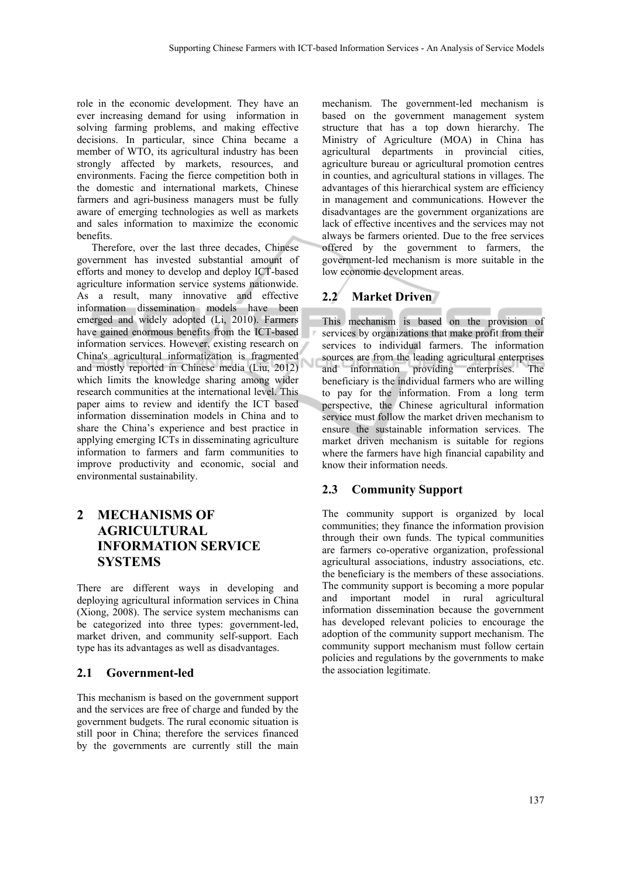role in the economic development. They have an ever increasing demand for using information in solving farming problems, and making effective decisions. In particular, since China became a member of WTO, its agricultural industry has been strongly affected by markets, resources, and environments. Facing the fierce competition both in the domestic and international markets, Chinese farmers and agri-business managers must be fully aware of emerging technologies as well as markets and sales information to maximize the economic benefits.

Therefore, over the last three decades, Chinese government has invested substantial amount of efforts and money to develop and deploy ICT-based agriculture information service systems nationwide. As a result, many innovative and effective information dissemination models have been emerged and widely adopted (Li, 2010). Farmers have gained enormous benefits from the ICT-based information services. However, existing research on China's agricultural informatization is fragmented and mostly reported in Chinese media (Liu, 2012) which limits the knowledge sharing among wider research communities at the international level. This paper aims to review and identify the ICT based information dissemination models in China and to share the China's experience and best practice in applying emerging ICTs in disseminating agriculture information to farmers and farm communities to improve productivity and economic, social and environmental sustainability.

# 2 MECHANISMS OF AGRICULTURAL INFORMATION SERVICE SYSTEMS

There are different ways in developing and deploying agricultural information services in China (Xiong, 2008). The service system mechanisms can be categorized into three types: government-led, market driven, and community self-support. Each type has its advantages as well as disadvantages.

## 2.1 Government-led

This mechanism is based on the government support and the services are free of charge and funded by the government budgets. The rural economic situation is still poor in China; therefore the services financed by the governments are currently still the main mechanism. The government-led mechanism is based on the government management system structure that has a top down hierarchy. The Ministry of Agriculture (MOA) in China has agricultural departments in provincial cities, agriculture bureau or agricultural promotion centres in counties, and agricultural stations in villages. The advantages of this hierarchical system are efficiency in management and communications. However the disadvantages are the government organizations are lack of effective incentives and the services may not always be farmers oriented. Due to the free services offered by the government to farmers, the government-led mechanism is more suitable in the low economic development areas.

## 2.2 Market Driven

This mechanism is based on the provision of services by organizations that make profit from their services to individual farmers. The information sources are from the leading agricultural enterprises and information providing enterprises. The beneficiary is the individual farmers who are willing to pay for the information. From a long term perspective, the Chinese agricultural information service must follow the market driven mechanism to ensure the sustainable information services. The market driven mechanism is suitable for regions where the farmers have high financial capability and know their information needs.

## 2.3 Community Support

The community support is organized by local communities; they finance the information provision through their own funds. The typical communities are farmers co-operative organization, professional agricultural associations, industry associations, etc. the beneficiary is the members of these associations. The community support is becoming a more popular and important model in rural agricultural information dissemination because the government has developed relevant policies to encourage the adoption of the community support mechanism. The community support mechanism must follow certain policies and regulations by the governments to make the association legitimate.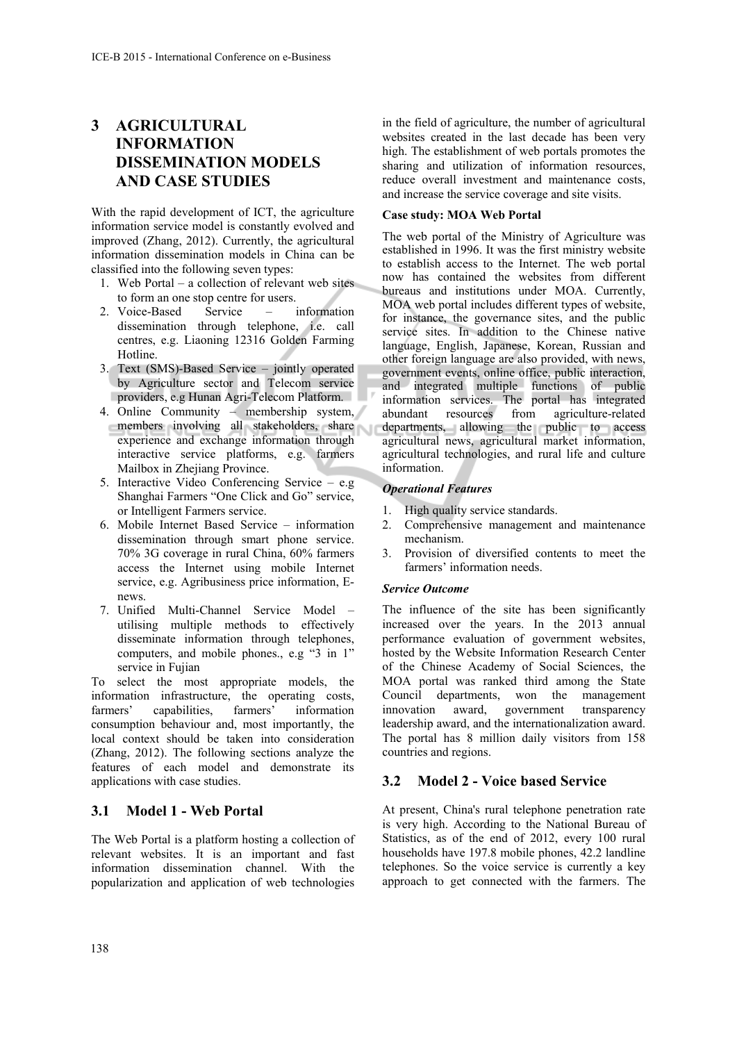# 3 AGRICULTURAL INFORMATION DISSEMINATION MODELS AND CASE STUDIES

With the rapid development of ICT, the agriculture information service model is constantly evolved and improved (Zhang, 2012). Currently, the agricultural information dissemination models in China can be classified into the following seven types:

1. Web Portal – a collection of relevant web sites to form an one stop centre for users.
2. Voice-Based Service – information dissemination through telephone, i.e. call centres, e.g. Liaoning 12316 Golden Farming Hotline.
3. Text (SMS)-Based Service – jointly operated by Agriculture sector and Telecom service providers, e.g Hunan Agri-Telecom Platform.
4. Online Community – membership system, members involving all stakeholders, share experience and exchange information through interactive service platforms, e.g. farmers Mailbox in Zhejiang Province.
5. Interactive Video Conferencing Service – e.g Shanghai Farmers "One Click and Go" service, or Intelligent Farmers service.
6. Mobile Internet Based Service – information dissemination through smart phone service. 70% 3G coverage in rural China, 60% farmers access the Internet using mobile Internet service, e.g. Agribusiness price information, E-news.
7. Unified Multi-Channel Service Model – utilising multiple methods to effectively disseminate information through telephones, computers, and mobile phones., e.g "3 in 1" service in Fujian

To select the most appropriate models, the information infrastructure, the operating costs, farmers' capabilities, farmers' information consumption behaviour and, most importantly, the local context should be taken into consideration (Zhang, 2012). The following sections analyze the features of each model and demonstrate its applications with case studies.

## 3.1 Model 1 - Web Portal

The Web Portal is a platform hosting a collection of relevant websites. It is an important and fast information dissemination channel. With the popularization and application of web technologies in the field of agriculture, the number of agricultural websites created in the last decade has been very high. The establishment of web portals promotes the sharing and utilization of information resources, reduce overall investment and maintenance costs, and increase the service coverage and site visits.

**Case study: MOA Web Portal**

The web portal of the Ministry of Agriculture was established in 1996. It was the first ministry website to establish access to the Internet. The web portal now has contained the websites from different bureaus and institutions under MOA. Currently, MOA web portal includes different types of website, for instance, the governance sites, and the public service sites. In addition to the Chinese native language, English, Japanese, Korean, Russian and other foreign language are also provided, with news, government events, online office, public interaction, and integrated multiple functions of public information services. The portal has integrated abundant resources from agriculture-related departments, allowing the public to access agricultural news, agricultural market information, agricultural technologies, and rural life and culture information.

***Operational Features***

1. High quality service standards.
2. Comprehensive management and maintenance mechanism.
3. Provision of diversified contents to meet the farmers' information needs.

***Service Outcome***

The influence of the site has been significantly increased over the years. In the 2013 annual performance evaluation of government websites, hosted by the Website Information Research Center of the Chinese Academy of Social Sciences, the MOA portal was ranked third among the State Council departments, won the management innovation award, government transparency leadership award, and the internationalization award. The portal has 8 million daily visitors from 158 countries and regions.

## 3.2 Model 2 - Voice based Service

At present, China's rural telephone penetration rate is very high. According to the National Bureau of Statistics, as of the end of 2012, every 100 rural households have 197.8 mobile phones, 42.2 landline telephones. So the voice service is currently a key approach to get connected with the farmers. The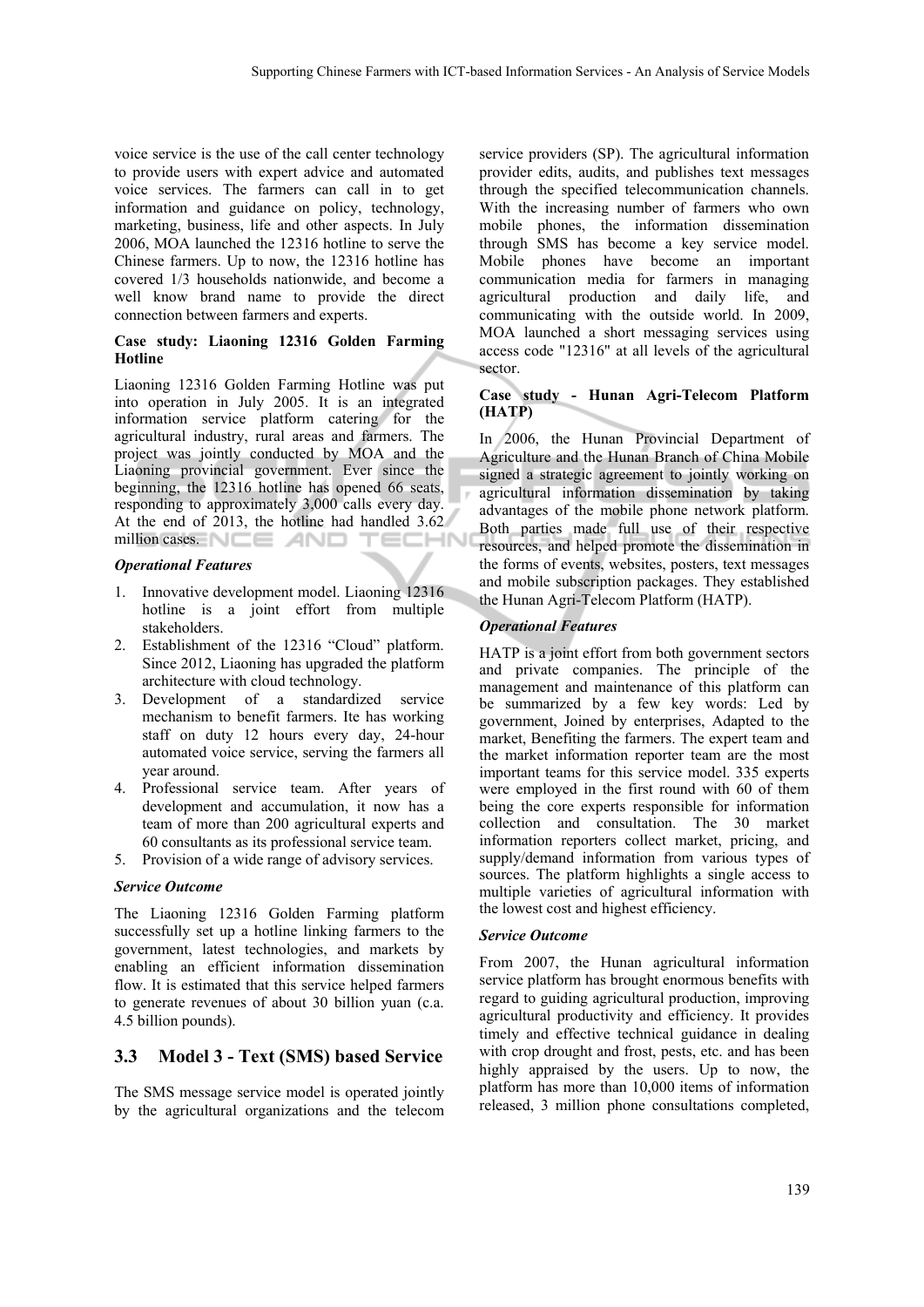voice service is the use of the call center technology to provide users with expert advice and automated voice services. The farmers can call in to get information and guidance on policy, technology, marketing, business, life and other aspects. In July 2006, MOA launched the 12316 hotline to serve the Chinese farmers. Up to now, the 12316 hotline has covered 1/3 households nationwide, and become a well know brand name to provide the direct connection between farmers and experts.

**Case study: Liaoning 12316 Golden Farming Hotline**

Liaoning 12316 Golden Farming Hotline was put into operation in July 2005. It is an integrated information service platform catering for the agricultural industry, rural areas and farmers. The project was jointly conducted by MOA and the Liaoning provincial government. Ever since the beginning, the 12316 hotline has opened 66 seats, responding to approximately 3,000 calls every day. At the end of 2013, the hotline had handled 3.62 million cases.

***Operational Features***

1. Innovative development model. Liaoning 12316 hotline is a joint effort from multiple stakeholders.
2. Establishment of the 12316 "Cloud" platform. Since 2012, Liaoning has upgraded the platform architecture with cloud technology.
3. Development of a standardized service mechanism to benefit farmers. Ite has working staff on duty 12 hours every day, 24-hour automated voice service, serving the farmers all year around.
4. Professional service team. After years of development and accumulation, it now has a team of more than 200 agricultural experts and 60 consultants as its professional service team.
5. Provision of a wide range of advisory services.

***Service Outcome***

The Liaoning 12316 Golden Farming platform successfully set up a hotline linking farmers to the government, latest technologies, and markets by enabling an efficient information dissemination flow. It is estimated that this service helped farmers to generate revenues of about 30 billion yuan (c.a. 4.5 billion pounds).

### 3.3 Model 3 - Text (SMS) based Service

The SMS message service model is operated jointly by the agricultural organizations and the telecom service providers (SP). The agricultural information provider edits, audits, and publishes text messages through the specified telecommunication channels. With the increasing number of farmers who own mobile phones, the information dissemination through SMS has become a key service model. Mobile phones have become an important communication media for farmers in managing agricultural production and daily life, and communicating with the outside world. In 2009, MOA launched a short messaging services using access code "12316" at all levels of the agricultural sector.

**Case study - Hunan Agri-Telecom Platform (HATP)**

In 2006, the Hunan Provincial Department of Agriculture and the Hunan Branch of China Mobile signed a strategic agreement to jointly working on agricultural information dissemination by taking advantages of the mobile phone network platform. Both parties made full use of their respective resources, and helped promote the dissemination in the forms of events, websites, posters, text messages and mobile subscription packages. They established the Hunan Agri-Telecom Platform (HATP).

***Operational Features***

HATP is a joint effort from both government sectors and private companies. The principle of the management and maintenance of this platform can be summarized by a few key words: Led by government, Joined by enterprises, Adapted to the market, Benefiting the farmers. The expert team and the market information reporter team are the most important teams for this service model. 335 experts were employed in the first round with 60 of them being the core experts responsible for information collection and consultation. The 30 market information reporters collect market, pricing, and supply/demand information from various types of sources. The platform highlights a single access to multiple varieties of agricultural information with the lowest cost and highest efficiency.

***Service Outcome***

From 2007, the Hunan agricultural information service platform has brought enormous benefits with regard to guiding agricultural production, improving agricultural productivity and efficiency. It provides timely and effective technical guidance in dealing with crop drought and frost, pests, etc. and has been highly appraised by the users. Up to now, the platform has more than 10,000 items of information released, 3 million phone consultations completed,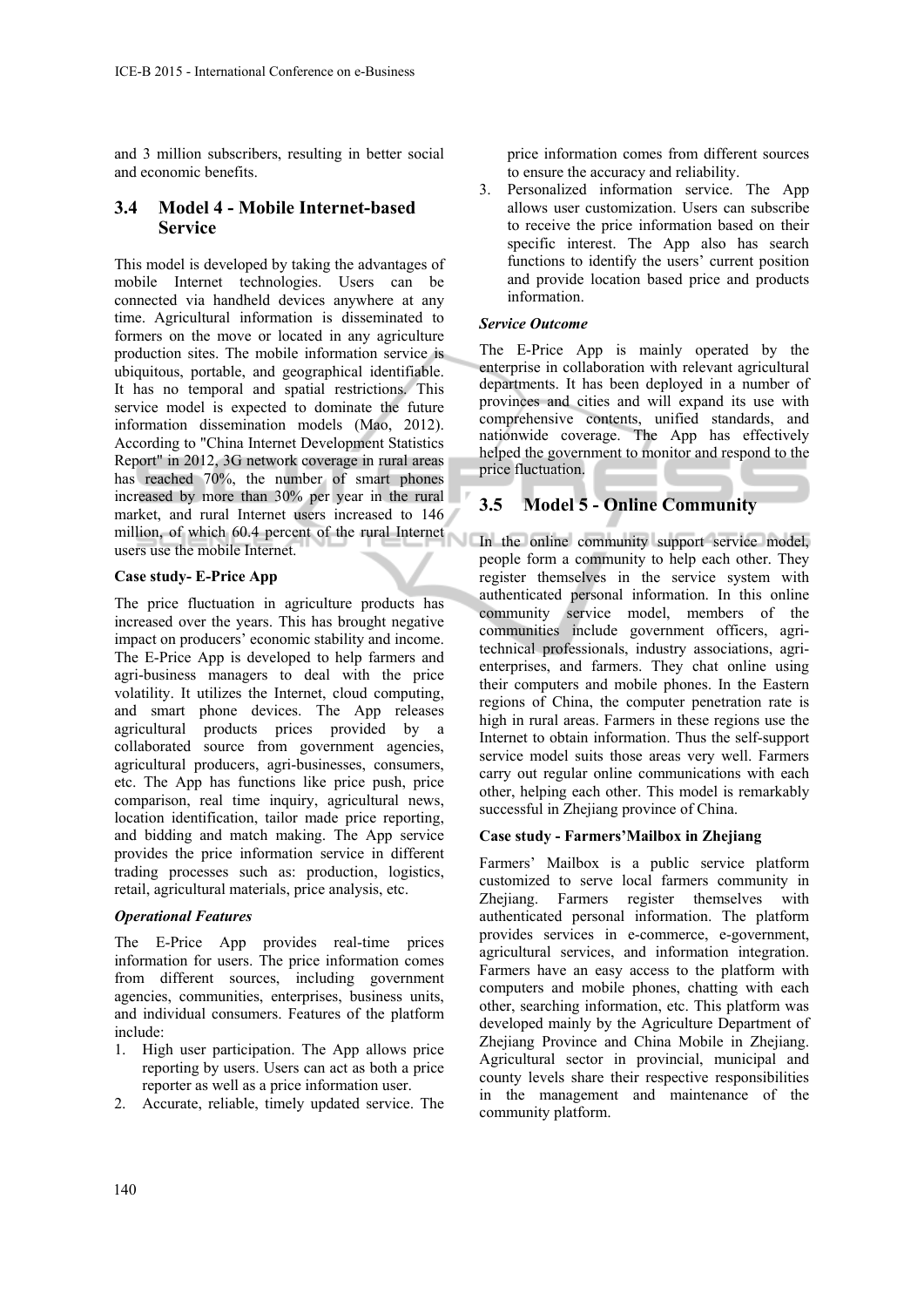and 3 million subscribers, resulting in better social and economic benefits.

### 3.4 Model 4 - Mobile Internet-based Service

This model is developed by taking the advantages of mobile Internet technologies. Users can be connected via handheld devices anywhere at any time. Agricultural information is disseminated to formers on the move or located in any agriculture production sites. The mobile information service is ubiquitous, portable, and geographical identifiable. It has no temporal and spatial restrictions. This service model is expected to dominate the future information dissemination models (Mao, 2012). According to "China Internet Development Statistics Report" in 2012, 3G network coverage in rural areas has reached 70%, the number of smart phones increased by more than 30% per year in the rural market, and rural Internet users increased to 146 million, of which 60.4 percent of the rural Internet users use the mobile Internet.

**Case study- E-Price App**

The price fluctuation in agriculture products has increased over the years. This has brought negative impact on producers' economic stability and income. The E-Price App is developed to help farmers and agri-business managers to deal with the price volatility. It utilizes the Internet, cloud computing, and smart phone devices. The App releases agricultural products prices provided by a collaborated source from government agencies, agricultural producers, agri-businesses, consumers, etc. The App has functions like price push, price comparison, real time inquiry, agricultural news, location identification, tailor made price reporting, and bidding and match making. The App service provides the price information service in different trading processes such as: production, logistics, retail, agricultural materials, price analysis, etc.

***Operational Features***

The E-Price App provides real-time prices information for users. The price information comes from different sources, including government agencies, communities, enterprises, business units, and individual consumers. Features of the platform include:

1. High user participation. The App allows price reporting by users. Users can act as both a price reporter as well as a price information user.
2. Accurate, reliable, timely updated service. The price information comes from different sources to ensure the accuracy and reliability.
3. Personalized information service. The App allows user customization. Users can subscribe to receive the price information based on their specific interest. The App also has search functions to identify the users' current position and provide location based price and products information.

***Service Outcome***

The E-Price App is mainly operated by the enterprise in collaboration with relevant agricultural departments. It has been deployed in a number of provinces and cities and will expand its use with comprehensive contents, unified standards, and nationwide coverage. The App has effectively helped the government to monitor and respond to the price fluctuation.

### 3.5 Model 5 - Online Community

In the online community support service model, people form a community to help each other. They register themselves in the service system with authenticated personal information. In this online community service model, members of the communities include government officers, agri-technical professionals, industry associations, agri-enterprises, and farmers. They chat online using their computers and mobile phones. In the Eastern regions of China, the computer penetration rate is high in rural areas. Farmers in these regions use the Internet to obtain information. Thus the self-support service model suits those areas very well. Farmers carry out regular online communications with each other, helping each other. This model is remarkably successful in Zhejiang province of China.

**Case study - Farmers'Mailbox in Zhejiang**

Farmers' Mailbox is a public service platform customized to serve local farmers community in Zhejiang. Farmers register themselves with authenticated personal information. The platform provides services in e-commerce, e-government, agricultural services, and information integration. Farmers have an easy access to the platform with computers and mobile phones, chatting with each other, searching information, etc. This platform was developed mainly by the Agriculture Department of Zhejiang Province and China Mobile in Zhejiang. Agricultural sector in provincial, municipal and county levels share their respective responsibilities in the management and maintenance of the community platform.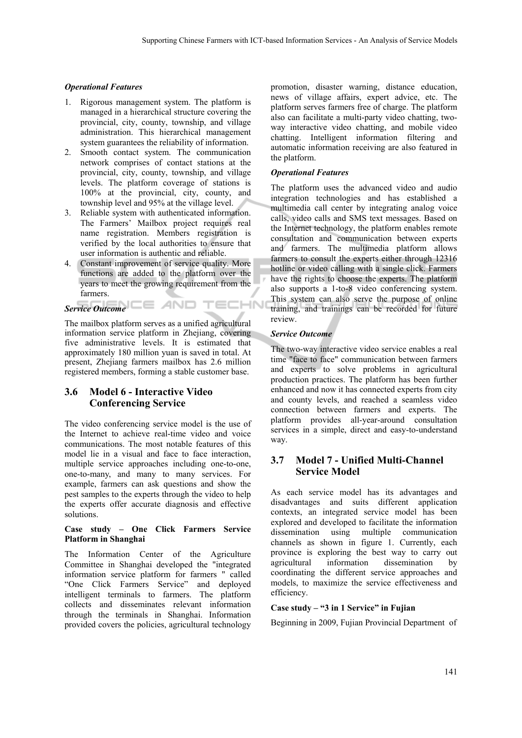***Operational Features***

1. Rigorous management system. The platform is managed in a hierarchical structure covering the provincial, city, county, township, and village administration. This hierarchical management system guarantees the reliability of information.
2. Smooth contact system. The communication network comprises of contact stations at the provincial, city, county, township, and village levels. The platform coverage of stations is 100% at the provincial, city, county, and township level and 95% at the village level.
3. Reliable system with authenticated information. The Farmers' Mailbox project requires real name registration. Members registration is verified by the local authorities to ensure that user information is authentic and reliable.
4. Constant improvement of service quality. More functions are added to the platform over the years to meet the growing requirement from the farmers.

***Service Outcome***

The mailbox platform serves as a unified agricultural information service platform in Zhejiang, covering five administrative levels. It is estimated that approximately 180 million yuan is saved in total. At present, Zhejiang farmers mailbox has 2.6 million registered members, forming a stable customer base.

## 3.6 Model 6 - Interactive Video Conferencing Service

The video conferencing service model is the use of the Internet to achieve real-time video and voice communications. The most notable features of this model lie in a visual and face to face interaction, multiple service approaches including one-to-one, one-to-many, and many to many services. For example, farmers can ask questions and show the pest samples to the experts through the video to help the experts offer accurate diagnosis and effective solutions.

**Case study – One Click Farmers Service Platform in Shanghai**

The Information Center of the Agriculture Committee in Shanghai developed the "integrated information service platform for farmers " called "One Click Farmers Service" and deployed intelligent terminals to farmers. The platform collects and disseminates relevant information through the terminals in Shanghai. Information provided covers the policies, agricultural technology promotion, disaster warning, distance education, news of village affairs, expert advice, etc. The platform serves farmers free of charge. The platform also can facilitate a multi-party video chatting, two-way interactive video chatting, and mobile video chatting. Intelligent information filtering and automatic information receiving are also featured in the platform.

***Operational Features***

The platform uses the advanced video and audio integration technologies and has established a multimedia call center by integrating analog voice calls, video calls and SMS text messages. Based on the Internet technology, the platform enables remote consultation and communication between experts and farmers. The multimedia platform allows farmers to consult the experts either through 12316 hotline or video calling with a single click. Farmers have the rights to choose the experts. The platform also supports a 1-to-8 video conferencing system. This system can also serve the purpose of online training, and trainings can be recorded for future review.

***Service Outcome***

The two-way interactive video service enables a real time "face to face" communication between farmers and experts to solve problems in agricultural production practices. The platform has been further enhanced and now it has connected experts from city and county levels, and reached a seamless video connection between farmers and experts. The platform provides all-year-around consultation services in a simple, direct and easy-to-understand way.

## 3.7 Model 7 - Unified Multi-Channel Service Model

As each service model has its advantages and disadvantages and suits different application contexts, an integrated service model has been explored and developed to facilitate the information dissemination using multiple communication channels as shown in figure 1. Currently, each province is exploring the best way to carry out agricultural information dissemination by coordinating the different service approaches and models, to maximize the service effectiveness and efficiency.

**Case study – "3 in 1 Service" in Fujian**

Beginning in 2009, Fujian Provincial Department of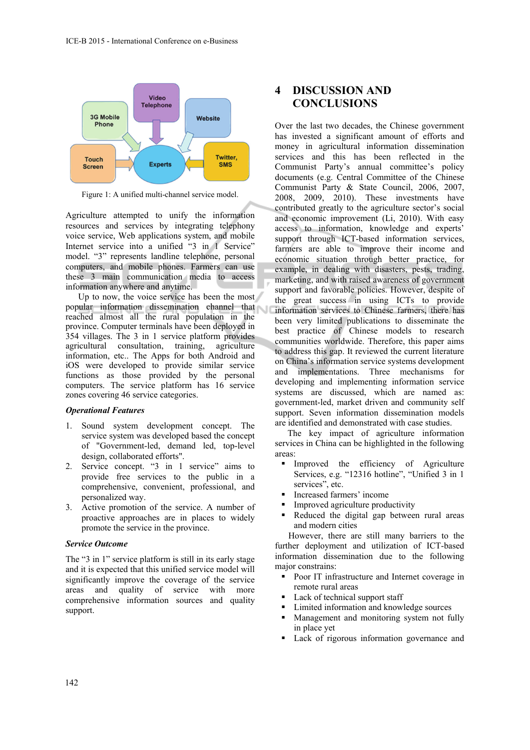Figure 1: A unified multi-channel service model.

Agriculture attempted to unify the information resources and services by integrating telephony voice service, Web applications system, and mobile Internet service into a unified "3 in 1 Service" model. "3" represents landline telephone, personal computers, and mobile phones. Farmers can use these 3 main communication media to access information anywhere and anytime.

Up to now, the voice service has been the most popular information dissemination channel that reached almost all the rural population in the province. Computer terminals have been deployed in 354 villages. The 3 in 1 service platform provides agricultural consultation, training, agriculture information, etc.. The Apps for both Android and iOS were developed to provide similar service functions as those provided by the personal computers. The service platform has 16 service zones covering 46 service categories.

***Operational Features***

1. Sound system development concept. The service system was developed based the concept of "Government-led, demand led, top-level design, collaborated efforts".
2. Service concept. "3 in 1 service" aims to provide free services to the public in a comprehensive, convenient, professional, and personalized way.
3. Active promotion of the service. A number of proactive approaches are in places to widely promote the service in the province.

***Service Outcome***

The "3 in 1" service platform is still in its early stage and it is expected that this unified service model will significantly improve the coverage of the service areas and quality of service with more comprehensive information sources and quality support.

## 4 DISCUSSION AND CONCLUSIONS

Over the last two decades, the Chinese government has invested a significant amount of efforts and money in agricultural information dissemination services and this has been reflected in the Communist Party's annual committee's policy documents (e.g. Central Committee of the Chinese Communist Party & State Council, 2006, 2007, 2008, 2009, 2010). These investments have contributed greatly to the agriculture sector's social and economic improvement (Li, 2010). With easy access to information, knowledge and experts' support through ICT-based information services, farmers are able to improve their income and economic situation through better practice, for example, in dealing with disasters, pests, trading, marketing, and with raised awareness of government support and favorable policies. However, despite of the great success in using ICTs to provide information services to Chinese farmers, there has been very limited publications to disseminate the best practice of Chinese models to research communities worldwide. Therefore, this paper aims to address this gap. It reviewed the current literature on China's information service systems development and implementations. Three mechanisms for developing and implementing information service systems are discussed, which are named as: government-led, market driven and community self support. Seven information dissemination models are identified and demonstrated with case studies.

The key impact of agriculture information services in China can be highlighted in the following areas:

- Improved the efficiency of Agriculture Services, e.g. "12316 hotline", "Unified 3 in 1 services", etc.
- Increased farmers' income
- Improved agriculture productivity
- Reduced the digital gap between rural areas and modern cities

However, there are still many barriers to the further deployment and utilization of ICT-based information dissemination due to the following major constrains:

- Poor IT infrastructure and Internet coverage in remote rural areas
- Lack of technical support staff
- Limited information and knowledge sources
- Management and monitoring system not fully in place yet
- Lack of rigorous information governance and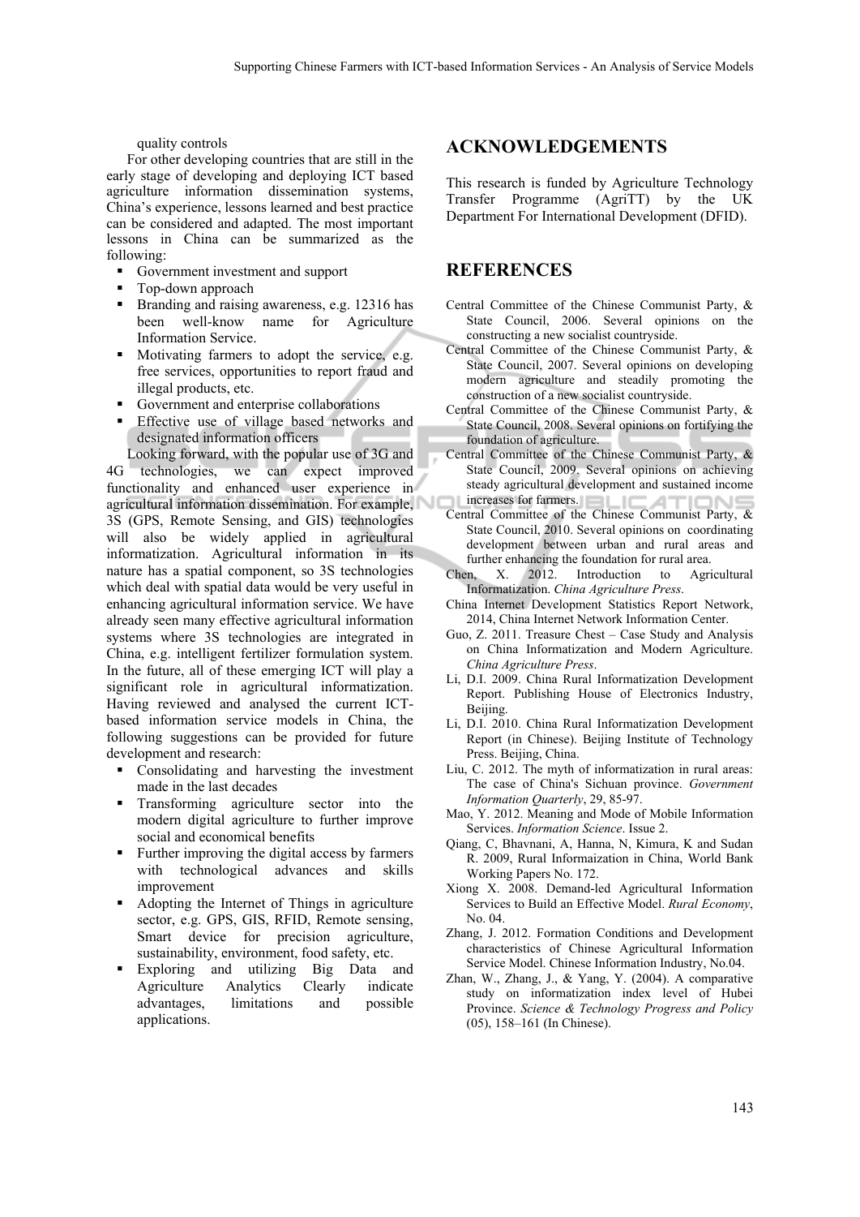quality controls

For other developing countries that are still in the early stage of developing and deploying ICT based agriculture information dissemination systems, China's experience, lessons learned and best practice can be considered and adapted. The most important lessons in China can be summarized as the following:

- Government investment and support
- Top-down approach
- Branding and raising awareness, e.g. 12316 has been well-know name for Agriculture Information Service.
- Motivating farmers to adopt the service, e.g. free services, opportunities to report fraud and illegal products, etc.
- Government and enterprise collaborations
- Effective use of village based networks and designated information officers

Looking forward, with the popular use of 3G and 4G technologies, we can expect improved functionality and enhanced user experience in agricultural information dissemination. For example, 3S (GPS, Remote Sensing, and GIS) technologies will also be widely applied in agricultural informatization. Agricultural information in its nature has a spatial component, so 3S technologies which deal with spatial data would be very useful in enhancing agricultural information service. We have already seen many effective agricultural information systems where 3S technologies are integrated in China, e.g. intelligent fertilizer formulation system. In the future, all of these emerging ICT will play a significant role in agricultural informatization. Having reviewed and analysed the current ICT-based information service models in China, the following suggestions can be provided for future development and research:

- Consolidating and harvesting the investment made in the last decades
- Transforming agriculture sector into the modern digital agriculture to further improve social and economical benefits
- Further improving the digital access by farmers with technological advances and skills improvement
- Adopting the Internet of Things in agriculture sector, e.g. GPS, GIS, RFID, Remote sensing, Smart device for precision agriculture, sustainability, environment, food safety, etc.
- Exploring and utilizing Big Data and Agriculture Analytics Clearly indicate advantages, limitations and possible applications.

## ACKNOWLEDGEMENTS

This research is funded by Agriculture Technology Transfer Programme (AgriTT) by the UK Department For International Development (DFID).

## REFERENCES

Central Committee of the Chinese Communist Party, & State Council, 2006. Several opinions on the constructing a new socialist countryside.

Central Committee of the Chinese Communist Party, & State Council, 2007. Several opinions on developing modern agriculture and steadily promoting the construction of a new socialist countryside.

Central Committee of the Chinese Communist Party, & State Council, 2008. Several opinions on fortifying the foundation of agriculture.

Central Committee of the Chinese Communist Party, & State Council, 2009. Several opinions on achieving steady agricultural development and sustained income increases for farmers.

Central Committee of the Chinese Communist Party, & State Council, 2010. Several opinions on coordinating development between urban and rural areas and further enhancing the foundation for rural area.

Chen, X. 2012. Introduction to Agricultural Informatization. *China Agriculture Press*.

China Internet Development Statistics Report Network, 2014, China Internet Network Information Center.

Guo, Z. 2011. Treasure Chest – Case Study and Analysis on China Informatization and Modern Agriculture. *China Agriculture Press*.

Li, D.I. 2009. China Rural Informatization Development Report. Publishing House of Electronics Industry, Beijing.

Li, D.I. 2010. China Rural Informatization Development Report (in Chinese). Beijing Institute of Technology Press. Beijing, China.

Liu, C. 2012. The myth of informatization in rural areas: The case of China's Sichuan province. *Government Information Quarterly*, 29, 85-97.

Mao, Y. 2012. Meaning and Mode of Mobile Information Services. *Information Science*. Issue 2.

Qiang, C, Bhavnani, A, Hanna, N, Kimura, K and Sudan R. 2009, Rural Informaization in China, World Bank Working Papers No. 172.

Xiong X. 2008. Demand-led Agricultural Information Services to Build an Effective Model. *Rural Economy*, No. 04.

Zhang, J. 2012. Formation Conditions and Development characteristics of Chinese Agricultural Information Service Model. Chinese Information Industry, No.04.

Zhan, W., Zhang, J., & Yang, Y. (2004). A comparative study on informatization index level of Hubei Province. *Science & Technology Progress and Policy* (05), 158–161 (In Chinese).